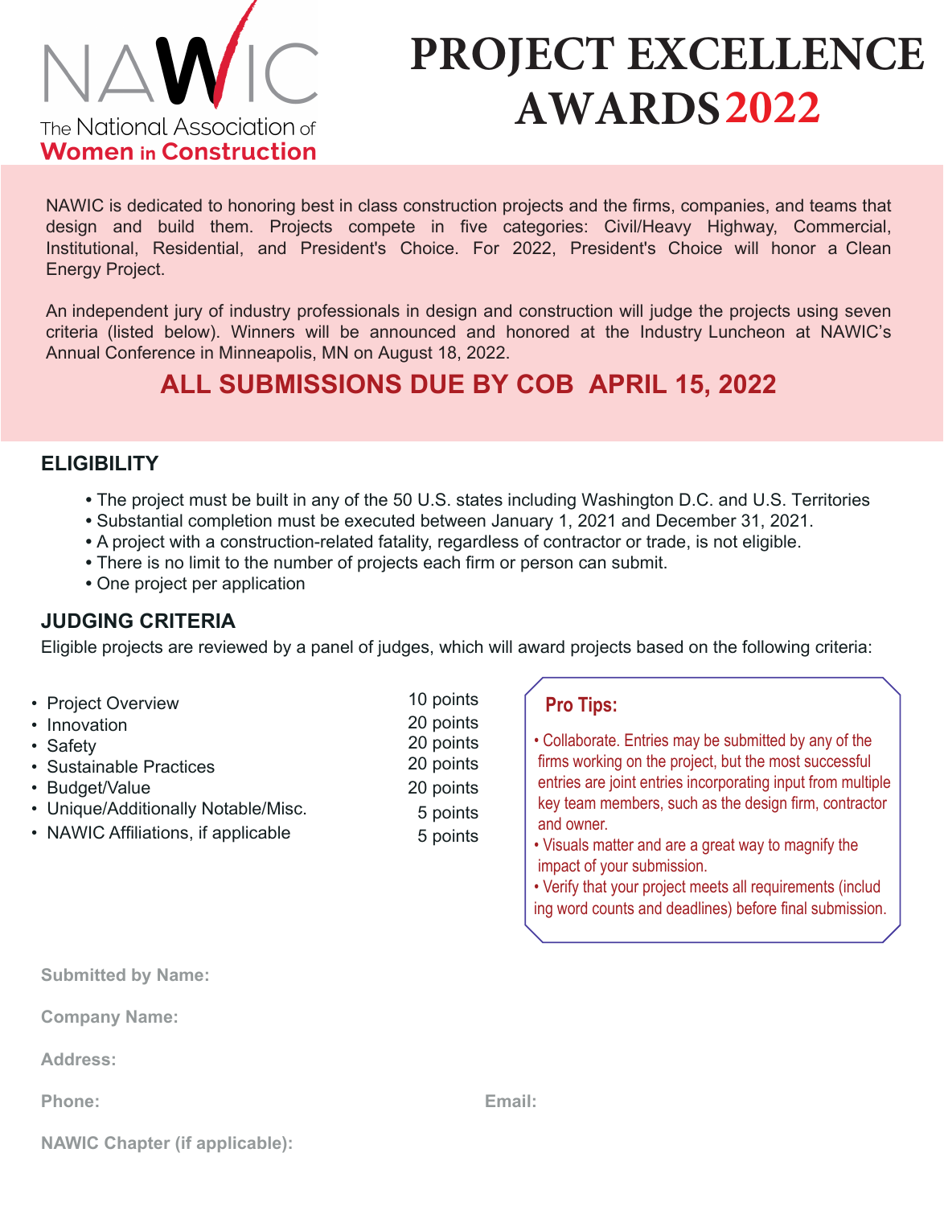NAWIC

The National Association of Women in Construction

# PROJECT EXCELLENCE AWARDS 2022

NAWIC is dedicated to honoring best in class construction projects and the firms, companies, and teams that design and build them. Projects compete in five categories: Civil/Heavy Highway, Commercial, Institutional, Residential, and President's Choice. For 2022, President's Choice will honor a Clean Energy Project.

An independent jury of industry professionals in design and construction will judge the projects using seven criteria (listed below). Winners will be announced and honored at the Industry Luncheon at NAWIC's Annual Conference in Minneapolis, MN on August 18, 2022.

**ALL SUBMISSIONS DUE BY COB APRIL 15, 2022**

## ELIGIBILITY

- The project must be built in any of the 50 U.S. states including Washington D.C. and U.S. Territories
- Substantial completion must be executed between January 1, 2021 and December 31, 2021.
- A project with a construction-related fatality, regardless of contractor or trade, is not eligible.
- There is no limit to the number of projects each firm or person can submit.
- One project per application

## JUDGING CRITERIA

Eligible projects are reviewed by a panel of judges, which will award projects based on the following criteria:

| Criteria | Points |
|---|---|
| Project Overview | 10 points |
| Innovation | 20 points |
| Safety | 20 points |
| Sustainable Practices | 20 points |
| Budget/Value | 20 points |
| Unique/Additionally Notable/Misc. | 5 points |
| NAWIC Affiliations, if applicable | 5 points |

**Pro Tips:**

- Collaborate. Entries may be submitted by any of the firms working on the project, but the most successful entries are joint entries incorporating input from multiple key team members, such as the design firm, contractor and owner.
- Visuals matter and are a great way to magnify the impact of your submission.
- Verify that your project meets all requirements (including word counts and deadlines) before final submission.

**Submitted by Name:**

**Company Name:**

**Address:**

**Phone:** **Email:**

**NAWIC Chapter (if applicable):**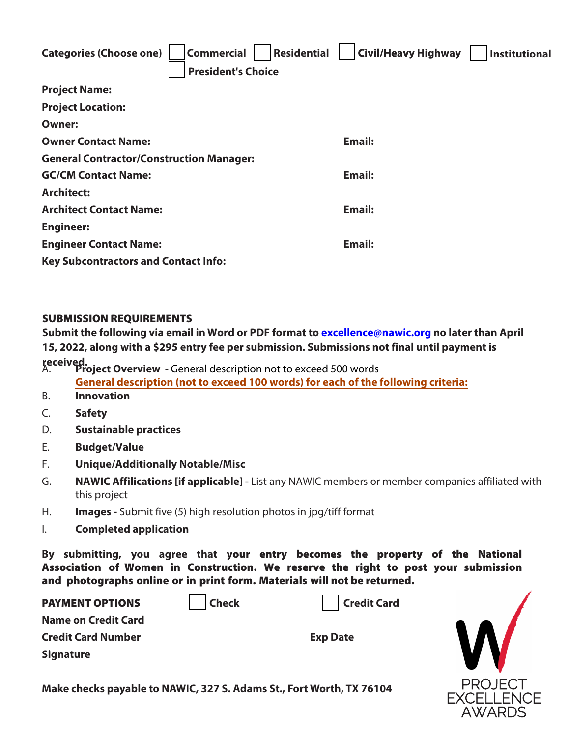**Categories (Choose one)** ☐ **Commercial** ☐ **Residential** ☐ **Civil/Heavy Highway** ☐ **Institutional** ☐ **President's Choice**

**Project Name:**

**Project Location:**

**Owner:**

**Owner Contact Name:** **Email:**

**General Contractor/Construction Manager:**

**GC/CM Contact Name:** **Email:**

**Architect:**

**Architect Contact Name:** **Email:**

**Engineer:**

**Engineer Contact Name:** **Email:**

**Key Subcontractors and Contact Info:**

**SUBMISSION REQUIREMENTS**

**Submit the following via email in Word or PDF format to excellence@nawic.org no later than April 15, 2022, along with a $295 entry fee per submission. Submissions not final until payment is received.**

A. **Project Overview** - General description not to exceed 500 words

**General description (not to exceed 100 words) for each of the following criteria:**

B. **Innovation**

C. **Safety**

D. **Sustainable practices**

E. **Budget/Value**

F. **Unique/Additionally Notable/Misc**

G. **NAWIC Affilications [if applicable] -** List any NAWIC members or member companies affiliated with this project

H. **Images -** Submit five (5) high resolution photos in jpg/tiff format

I. **Completed application**

**By submitting, you agree that your entry becomes the property of the National Association of Women in Construction. We reserve the right to post your submission and photographs online or in print form. Materials will not be returned.**

**PAYMENT OPTIONS** ☐ **Check** ☐ **Credit Card**

**Name on Credit Card**

**Credit Card Number** **Exp Date**

**Signature**

**Make checks payable to NAWIC, 327 S. Adams St., Fort Worth, TX 76104**

PROJECT EXCELLENCE AWARDS